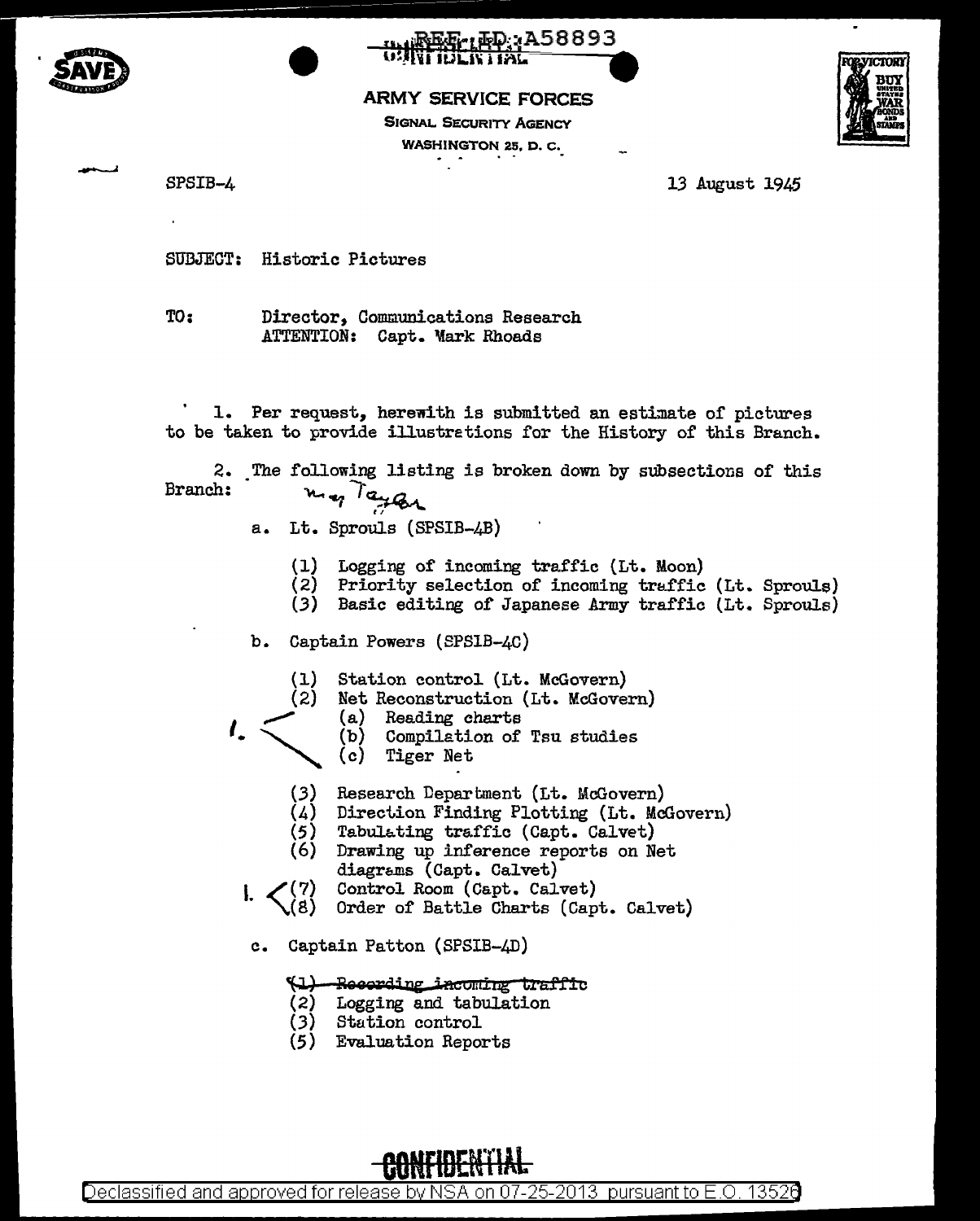REF ID:A58893

CONFIDENTIAL

ARMY SERVICE FORCES
SIGNAL SECURITY AGENCY
WASHINGTON 25, D. C.

SPSIB-4

13 August 1945

SUBJECT: Historic Pictures

TO: Director, Communications Research
ATTENTION: Capt. Mark Rhoads

1. Per request, herewith is submitted an estimate of pictures to be taken to provide illustrations for the History of this Branch.

2. The following listing is broken down by subsections of this Branch: *May Taylor*

a. Lt. Sprouls (SPSIB-4B)

(1) Logging of incoming traffic (Lt. Moon)
(2) Priority selection of incoming traffic (Lt. Sprouls)
(3) Basic editing of Japanese Army traffic (Lt. Sprouls)

b. Captain Powers (SPSIB-4C)

(1) Station control (Lt. McGovern)
(2) Net Reconstruction (Lt. McGovern)
 (a) Reading charts
 (b) Compilation of Tsu studies
 (c) Tiger Net
(3) Research Department (Lt. McGovern)
(4) Direction Finding Plotting (Lt. McGovern)
(5) Tabulating traffic (Capt. Calvet)
(6) Drawing up inference reports on Net diagrams (Capt. Calvet)
(7) Control Room (Capt. Calvet)
(8) Order of Battle Charts (Capt. Calvet)

c. Captain Patton (SPSIB-4D)

~~(1) Recording incoming traffic~~
(2) Logging and tabulation
(3) Station control
(5) Evaluation Reports

CONFIDENTIAL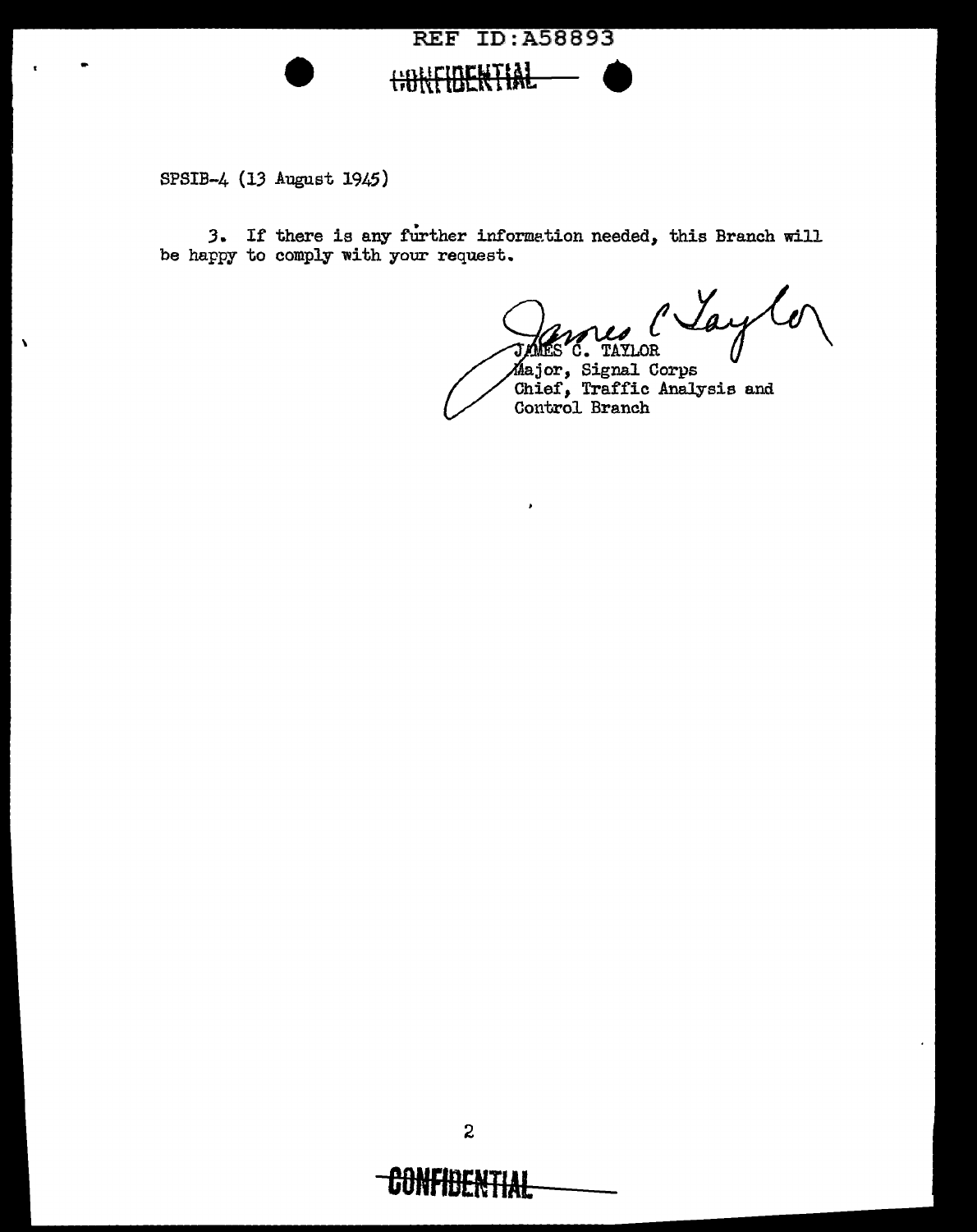REF ID:A58893

CONFIDENTIAL

SPSIB-4 (13 August 1945)

3. If there is any further information needed, this Branch will be happy to comply with your request.

JAMES C. TAYLOR
Major, Signal Corps
Chief, Traffic Analysis and
Control Branch

CONFIDENTIAL